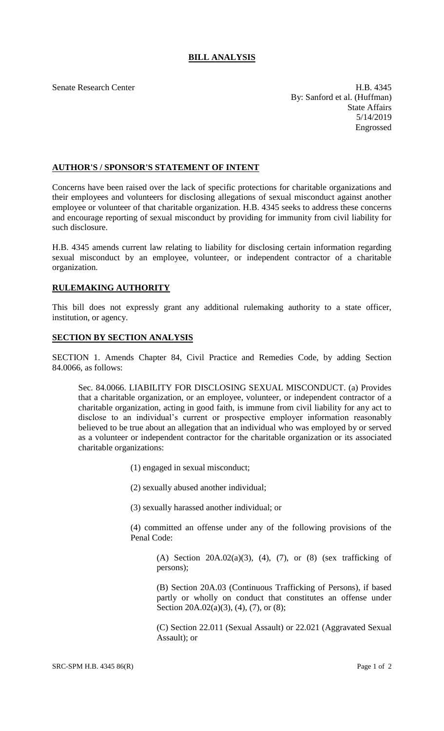## BILL ANALYSIS

Senate Research Center

H.B. 4345
By: Sanford et al. (Huffman)
State Affairs
5/14/2019
Engrossed

### AUTHOR'S / SPONSOR'S STATEMENT OF INTENT

Concerns have been raised over the lack of specific protections for charitable organizations and their employees and volunteers for disclosing allegations of sexual misconduct against another employee or volunteer of that charitable organization. H.B. 4345 seeks to address these concerns and encourage reporting of sexual misconduct by providing for immunity from civil liability for such disclosure.

H.B. 4345 amends current law relating to liability for disclosing certain information regarding sexual misconduct by an employee, volunteer, or independent contractor of a charitable organization.

### RULEMAKING AUTHORITY

This bill does not expressly grant any additional rulemaking authority to a state officer, institution, or agency.

### SECTION BY SECTION ANALYSIS

SECTION 1. Amends Chapter 84, Civil Practice and Remedies Code, by adding Section 84.0066, as follows:

Sec. 84.0066. LIABILITY FOR DISCLOSING SEXUAL MISCONDUCT. (a) Provides that a charitable organization, or an employee, volunteer, or independent contractor of a charitable organization, acting in good faith, is immune from civil liability for any act to disclose to an individual's current or prospective employer information reasonably believed to be true about an allegation that an individual who was employed by or served as a volunteer or independent contractor for the charitable organization or its associated charitable organizations:

(1) engaged in sexual misconduct;

(2) sexually abused another individual;

(3) sexually harassed another individual; or

(4) committed an offense under any of the following provisions of the Penal Code:

(A) Section 20A.02(a)(3), (4), (7), or (8) (sex trafficking of persons);

(B) Section 20A.03 (Continuous Trafficking of Persons), if based partly or wholly on conduct that constitutes an offense under Section 20A.02(a)(3), (4), (7), or (8);

(C) Section 22.011 (Sexual Assault) or 22.021 (Aggravated Sexual Assault); or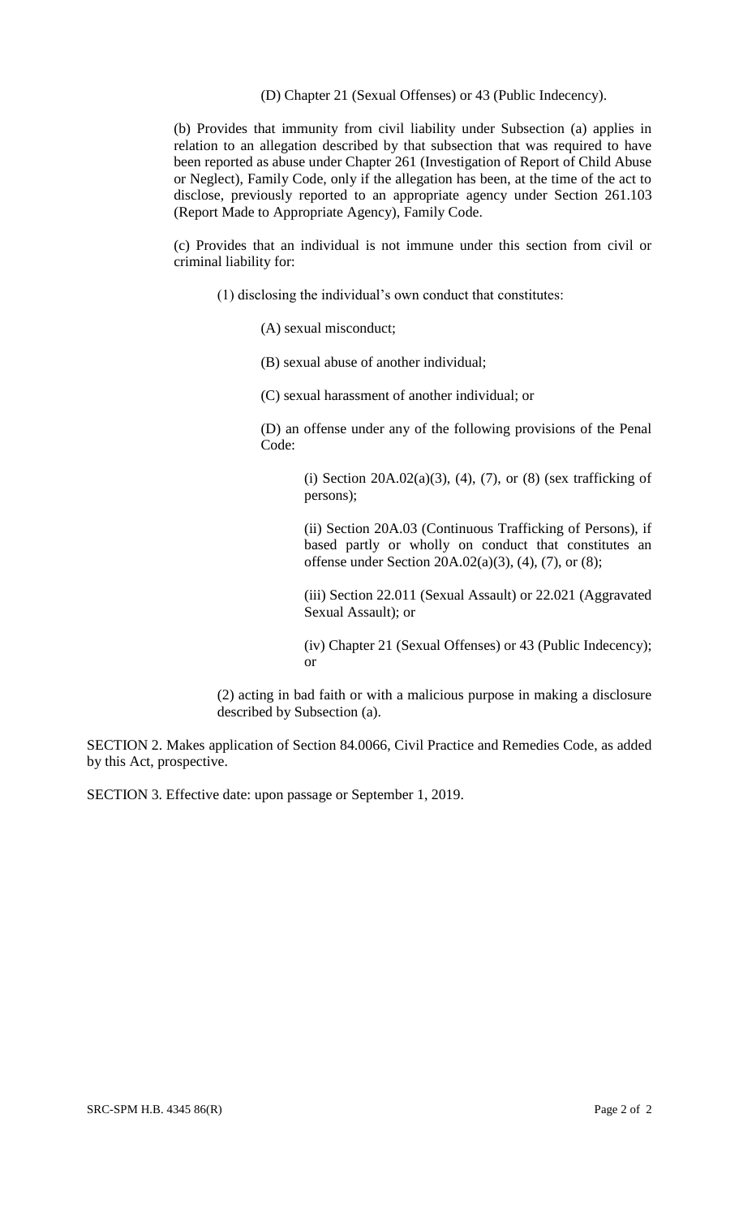(D) Chapter 21 (Sexual Offenses) or 43 (Public Indecency).

(b) Provides that immunity from civil liability under Subsection (a) applies in relation to an allegation described by that subsection that was required to have been reported as abuse under Chapter 261 (Investigation of Report of Child Abuse or Neglect), Family Code, only if the allegation has been, at the time of the act to disclose, previously reported to an appropriate agency under Section 261.103 (Report Made to Appropriate Agency), Family Code.

(c) Provides that an individual is not immune under this section from civil or criminal liability for:

(1) disclosing the individual's own conduct that constitutes:

(A) sexual misconduct;

(B) sexual abuse of another individual;

(C) sexual harassment of another individual; or

(D) an offense under any of the following provisions of the Penal Code:

(i) Section 20A.02(a)(3), (4), (7), or (8) (sex trafficking of persons);

(ii) Section 20A.03 (Continuous Trafficking of Persons), if based partly or wholly on conduct that constitutes an offense under Section 20A.02(a)(3), (4), (7), or (8);

(iii) Section 22.011 (Sexual Assault) or 22.021 (Aggravated Sexual Assault); or

(iv) Chapter 21 (Sexual Offenses) or 43 (Public Indecency); or

(2) acting in bad faith or with a malicious purpose in making a disclosure described by Subsection (a).

SECTION 2. Makes application of Section 84.0066, Civil Practice and Remedies Code, as added by this Act, prospective.

SECTION 3. Effective date: upon passage or September 1, 2019.